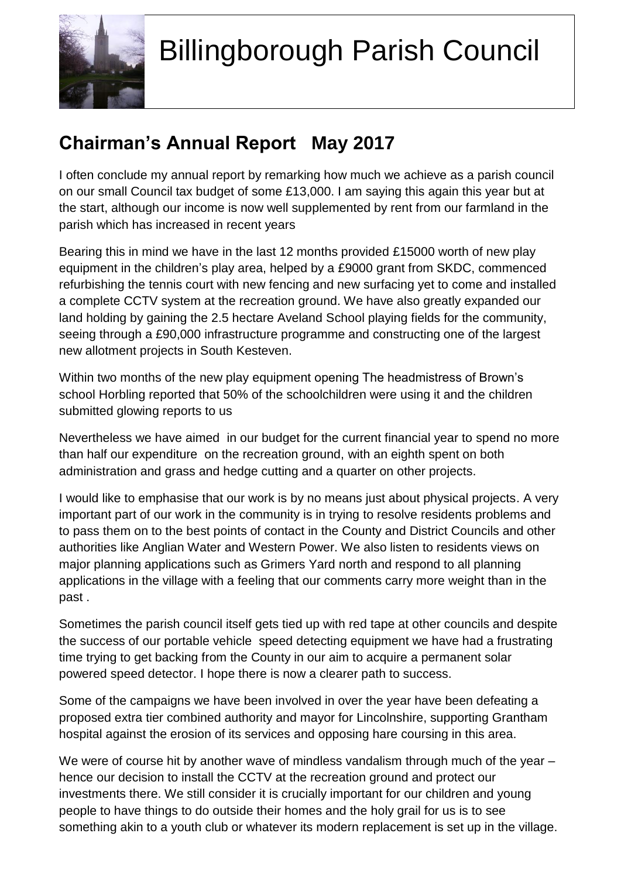# Billingborough Parish Council

## Chairman's Annual Report May 2017

I often conclude my annual report by remarking how much we achieve as a parish council on our small Council tax budget of some £13,000. I am saying this again this year but at the start, although our income is now well supplemented by rent from our farmland in the parish which has increased in recent years

Bearing this in mind we have in the last 12 months provided £15000 worth of new play equipment in the children's play area, helped by a £9000 grant from SKDC, commenced refurbishing the tennis court with new fencing and new surfacing yet to come and installed a complete CCTV system at the recreation ground. We have also greatly expanded our land holding by gaining the 2.5 hectare Aveland School playing fields for the community, seeing through a £90,000 infrastructure programme and constructing one of the largest new allotment projects in South Kesteven.

Within two months of the new play equipment opening The headmistress of Brown's school Horbling reported that 50% of the schoolchildren were using it and the children submitted glowing reports to us

Nevertheless we have aimed in our budget for the current financial year to spend no more than half our expenditure on the recreation ground, with an eighth spent on both administration and grass and hedge cutting and a quarter on other projects.

I would like to emphasise that our work is by no means just about physical projects. A very important part of our work in the community is in trying to resolve residents problems and to pass them on to the best points of contact in the County and District Councils and other authorities like Anglian Water and Western Power. We also listen to residents views on major planning applications such as Grimers Yard north and respond to all planning applications in the village with a feeling that our comments carry more weight than in the past .

Sometimes the parish council itself gets tied up with red tape at other councils and despite the success of our portable vehicle speed detecting equipment we have had a frustrating time trying to get backing from the County in our aim to acquire a permanent solar powered speed detector. I hope there is now a clearer path to success.

Some of the campaigns we have been involved in over the year have been defeating a proposed extra tier combined authority and mayor for Lincolnshire, supporting Grantham hospital against the erosion of its services and opposing hare coursing in this area.

We were of course hit by another wave of mindless vandalism through much of the year – hence our decision to install the CCTV at the recreation ground and protect our investments there. We still consider it is crucially important for our children and young people to have things to do outside their homes and the holy grail for us is to see something akin to a youth club or whatever its modern replacement is set up in the village.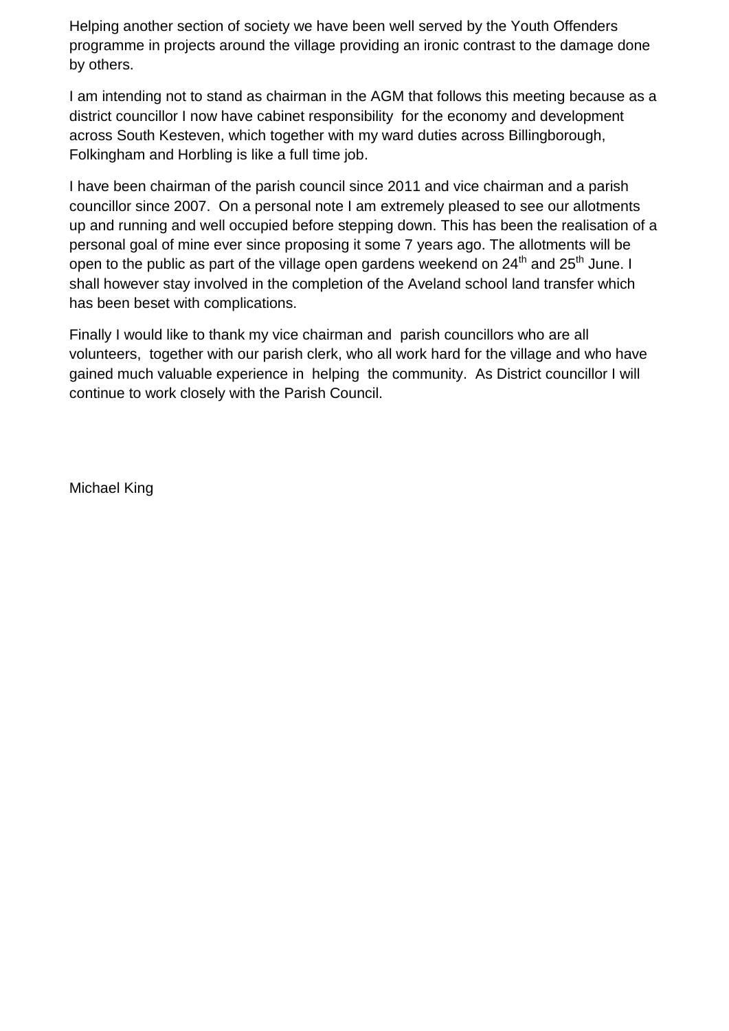Helping another section of society we have been well served by the Youth Offenders programme in projects around the village providing an ironic contrast to the damage done by others.

I am intending not to stand as chairman in the AGM that follows this meeting because as a district councillor I now have cabinet responsibility for the economy and development across South Kesteven, which together with my ward duties across Billingborough, Folkingham and Horbling is like a full time job.

I have been chairman of the parish council since 2011 and vice chairman and a parish councillor since 2007. On a personal note I am extremely pleased to see our allotments up and running and well occupied before stepping down. This has been the realisation of a personal goal of mine ever since proposing it some 7 years ago. The allotments will be open to the public as part of the village open gardens weekend on 24th and 25th June. I shall however stay involved in the completion of the Aveland school land transfer which has been beset with complications.

Finally I would like to thank my vice chairman and parish councillors who are all volunteers, together with our parish clerk, who all work hard for the village and who have gained much valuable experience in helping the community. As District councillor I will continue to work closely with the Parish Council.

Michael King